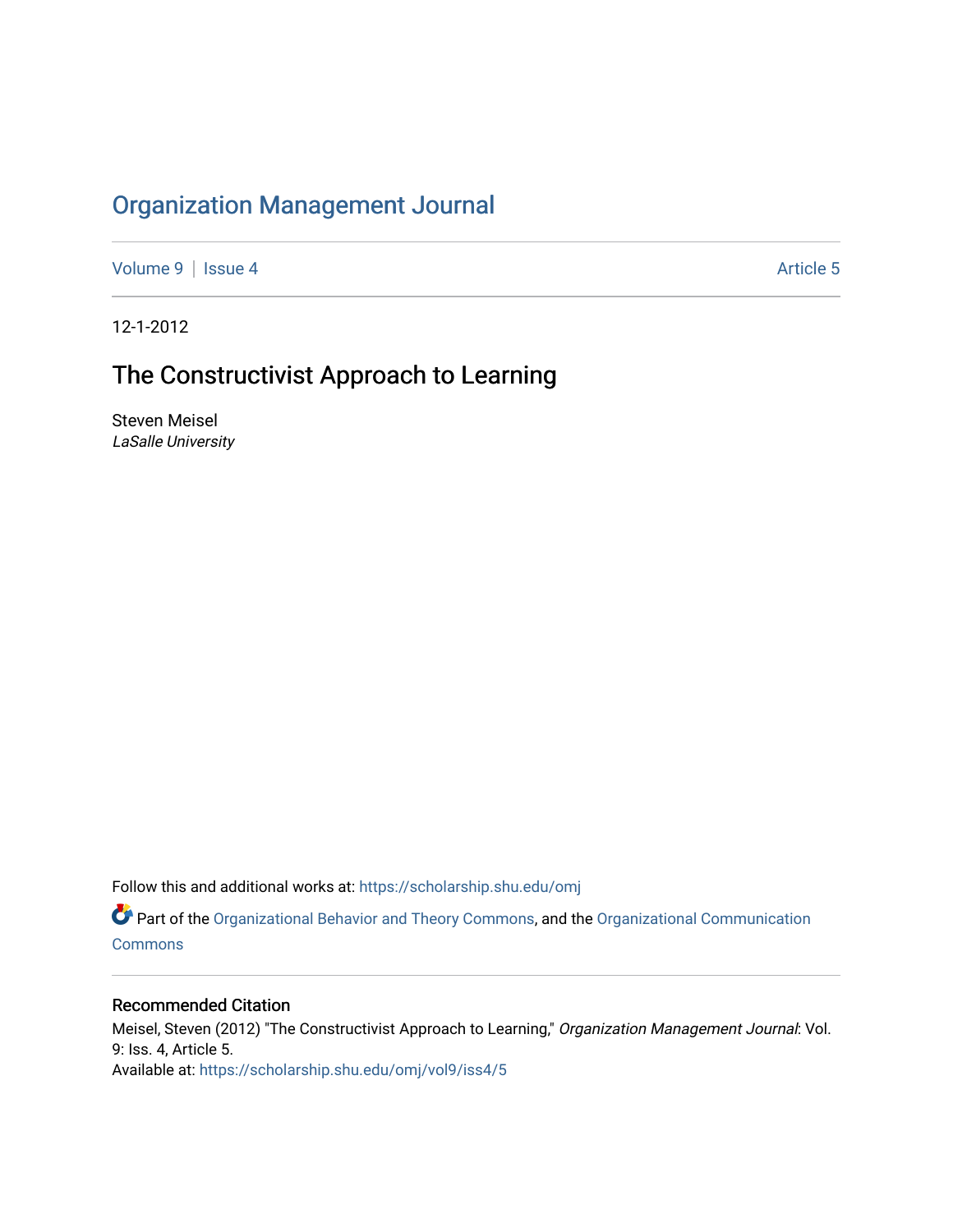# Organization Management Journal

Volume 9 | Issue 4 Article 5

12-1-2012

## The Constructivist Approach to Learning

Steven Meisel
*LaSalle University*

Follow this and additional works at: https://scholarship.shu.edu/omj

Part of the Organizational Behavior and Theory Commons, and the Organizational Communication Commons

### Recommended Citation

Meisel, Steven (2012) "The Constructivist Approach to Learning," *Organization Management Journal*: Vol. 9: Iss. 4, Article 5.
Available at: https://scholarship.shu.edu/omj/vol9/iss4/5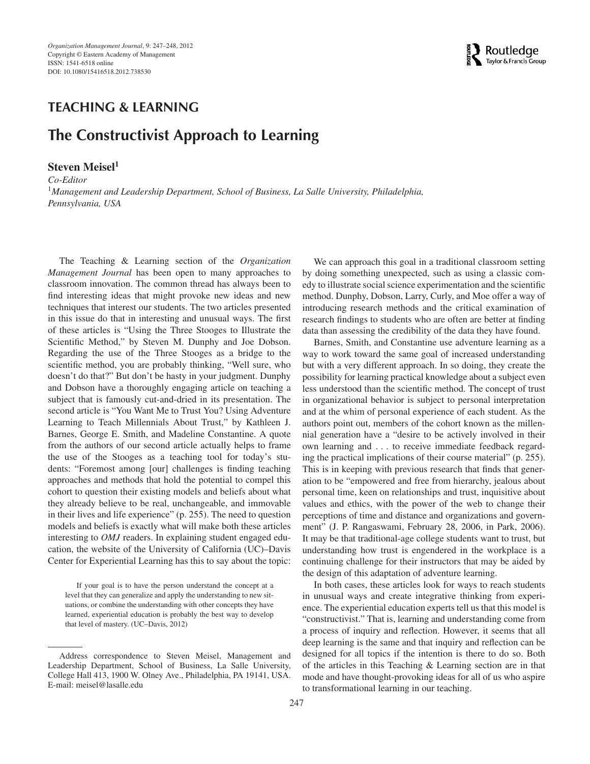# TEACHING & LEARNING

# The Constructivist Approach to Learning

**Steven Meisel**[1]

*Co-Editor*

[1]*Management and Leadership Department, School of Business, La Salle University, Philadelphia, Pennsylvania, USA*

The Teaching & Learning section of the *Organization Management Journal* has been open to many approaches to classroom innovation. The common thread has always been to find interesting ideas that might provoke new ideas and new techniques that interest our students. The two articles presented in this issue do that in interesting and unusual ways. The first of these articles is "Using the Three Stooges to Illustrate the Scientific Method," by Steven M. Dunphy and Joe Dobson. Regarding the use of the Three Stooges as a bridge to the scientific method, you are probably thinking, "Well sure, who doesn't do that?" But don't be hasty in your judgment. Dunphy and Dobson have a thoroughly engaging article on teaching a subject that is famously cut-and-dried in its presentation. The second article is "You Want Me to Trust You? Using Adventure Learning to Teach Millennials About Trust," by Kathleen J. Barnes, George E. Smith, and Madeline Constantine. A quote from the authors of our second article actually helps to frame the use of the Stooges as a teaching tool for today's students: "Foremost among [our] challenges is finding teaching approaches and methods that hold the potential to compel this cohort to question their existing models and beliefs about what they already believe to be real, unchangeable, and immovable in their lives and life experience" (p. 255). The need to question models and beliefs is exactly what will make both these articles interesting to *OMJ* readers. In explaining student engaged education, the website of the University of California (UC)–Davis Center for Experiential Learning has this to say about the topic:

> If your goal is to have the person understand the concept at a level that they can generalize and apply the understanding to new situations, or combine the understanding with other concepts they have learned, experiential education is probably the best way to develop that level of mastery. (UC–Davis, 2012)

We can approach this goal in a traditional classroom setting by doing something unexpected, such as using a classic comedy to illustrate social science experimentation and the scientific method. Dunphy, Dobson, Larry, Curly, and Moe offer a way of introducing research methods and the critical examination of research findings to students who are often are better at finding data than assessing the credibility of the data they have found.

Barnes, Smith, and Constantine use adventure learning as a way to work toward the same goal of increased understanding but with a very different approach. In so doing, they create the possibility for learning practical knowledge about a subject even less understood than the scientific method. The concept of trust in organizational behavior is subject to personal interpretation and at the whim of personal experience of each student. As the authors point out, members of the cohort known as the millennial generation have a "desire to be actively involved in their own learning and . . . to receive immediate feedback regarding the practical implications of their course material" (p. 255). This is in keeping with previous research that finds that generation to be "empowered and free from hierarchy, jealous about personal time, keen on relationships and trust, inquisitive about values and ethics, with the power of the web to change their perceptions of time and distance and organizations and government" (J. P. Rangaswami, February 28, 2006, in Park, 2006). It may be that traditional-age college students want to trust, but understanding how trust is engendered in the workplace is a continuing challenge for their instructors that may be aided by the design of this adaptation of adventure learning.

In both cases, these articles look for ways to reach students in unusual ways and create integrative thinking from experience. The experiential education experts tell us that this model is "constructivist." That is, learning and understanding come from a process of inquiry and reflection. However, it seems that all deep learning is the same and that inquiry and reflection can be designed for all topics if the intention is there to do so. Both of the articles in this Teaching & Learning section are in that mode and have thought-provoking ideas for all of us who aspire to transformational learning in our teaching.

---

Address correspondence to Steven Meisel, Management and Leadership Department, School of Business, La Salle University, College Hall 413, 1900 W. Olney Ave., Philadelphia, PA 19141, USA. E-mail: meisel@lasalle.edu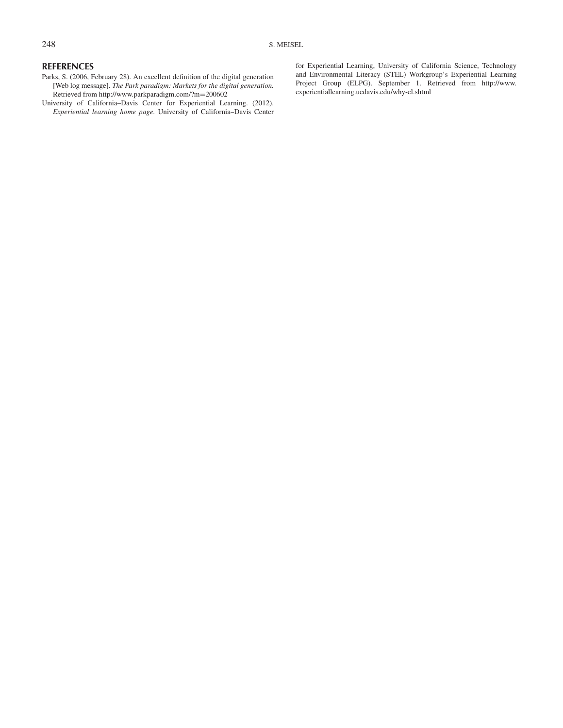## REFERENCES

Parks, S. (2006, February 28). An excellent definition of the digital generation [Web log message]. *The Park paradigm: Markets for the digital generation.* Retrieved from http://www.parkparadigm.com/?m=200602

University of California–Davis Center for Experiential Learning. (2012). *Experiential learning home page*. University of California–Davis Center for Experiential Learning, University of California Science, Technology and Environmental Literacy (STEL) Workgroup's Experiential Learning Project Group (ELPG). September 1. Retrieved from http://www.experientiallearning.ucdavis.edu/why-el.shtml